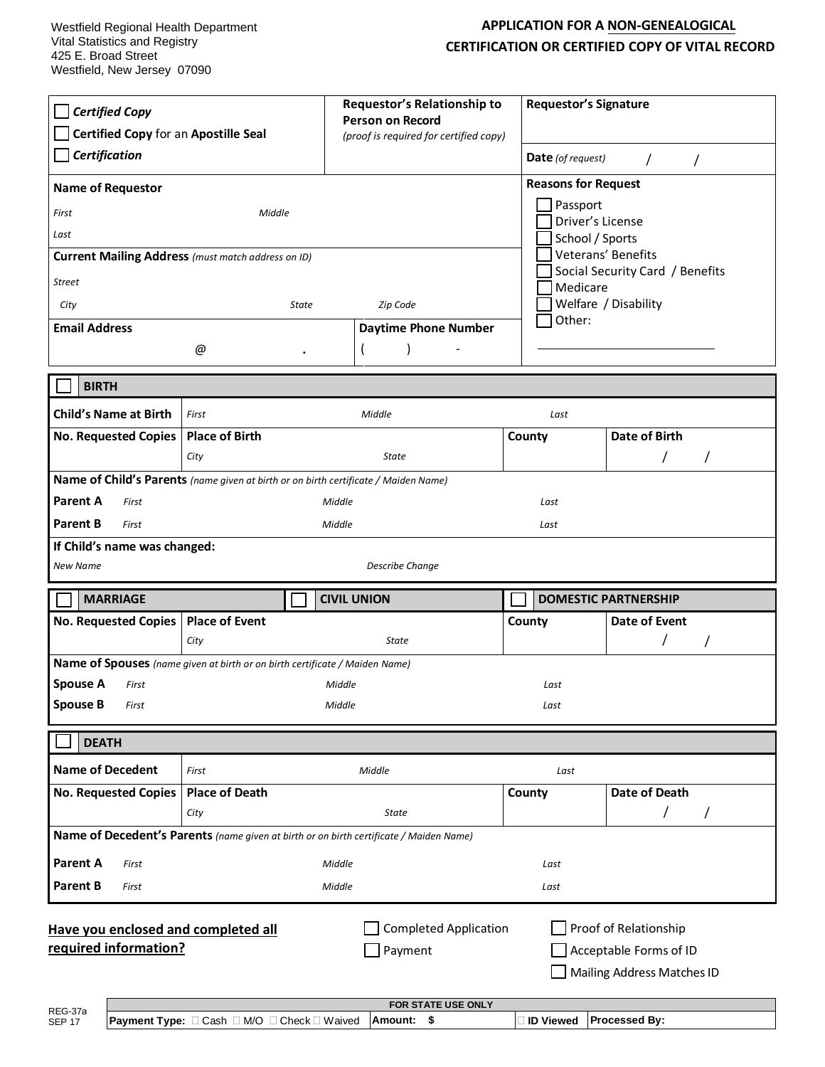Westfield Regional Health Department
Vital Statistics and Registry
425 E. Broad Street
Westfield, New Jersey 07090

# APPLICATION FOR A NON-GENEALOGICAL CERTIFICATION OR CERTIFIED COPY OF VITAL RECORD

| ☐ *Certified Copy*<br>☐ **Certified Copy** for an **Apostille Seal**<br>☐ *Certification* | **Requestor's Relationship to Person on Record**<br>*(proof is required for certified copy)* | **Requestor's Signature**<br><br>**Date** *(of request)* / / |
|---|---|---|

| **Name of Requestor**<br>*First* *Middle*<br>*Last*<br>**Current Mailing Address** *(must match address on ID)*<br>*Street*<br>*City* *State* *Zip Code* | **Reasons for Request**<br>☐ Passport<br>☐ Driver's License<br>☐ School / Sports<br>☐ Veterans' Benefits<br>☐ Social Security Card / Benefits<br>☐ Medicare<br>☐ Welfare / Disability<br>☐ Other: ______________ |
|---|---|
| **Email Address** @ . &nbsp;&nbsp; **Daytime Phone Number** ( ) - | |

## ☐ BIRTH

| **Child's Name at Birth** | *First* | *Middle* | *Last* | |
|---|---|---|---|---|
| **No. Requested Copies** | **Place of Birth**<br>*City* | *State* | **County** | **Date of Birth**<br>/ / |
| **Name of Child's Parents** *(name given at birth or on birth certificate / Maiden Name)* | | | | |
| **Parent A** *First* | | *Middle* | *Last* | |
| **Parent B** *First* | | *Middle* | *Last* | |
| **If Child's name was changed:** | | | | |
| *New Name* | | *Describe Change* | | |

## ☐ MARRIAGE ☐ CIVIL UNION ☐ DOMESTIC PARTNERSHIP

| **No. Requested Copies** | **Place of Event**<br>*City* | *State* | **County** | **Date of Event**<br>/ / |
|---|---|---|---|---|
| **Name of Spouses** *(name given at birth or on birth certificate / Maiden Name)* | | | | |
| **Spouse A** *First* | | *Middle* | *Last* | |
| **Spouse B** *First* | | *Middle* | *Last* | |

## ☐ DEATH

| **Name of Decedent** | *First* | *Middle* | *Last* | |
|---|---|---|---|---|
| **No. Requested Copies** | **Place of Death**<br>*City* | *State* | **County** | **Date of Death**<br>/ / |
| **Name of Decedent's Parents** *(name given at birth or on birth certificate / Maiden Name)* | | | | |
| **Parent A** *First* | | *Middle* | *Last* | |
| **Parent B** *First* | | *Middle* | *Last* | |

**Have you enclosed and completed all required information?**

☐ Completed Application ☐ Proof of Relationship
☐ Payment ☐ Acceptable Forms of ID
☐ Mailing Address Matches ID

REG-37a
SEP 17

| FOR STATE USE ONLY | | | |
|---|---|---|---|
| **Payment Type:** ☐ Cash ☐ M/O ☐ Check ☐ Waived | **Amount: $** | ☐ **ID Viewed** | **Processed By:** |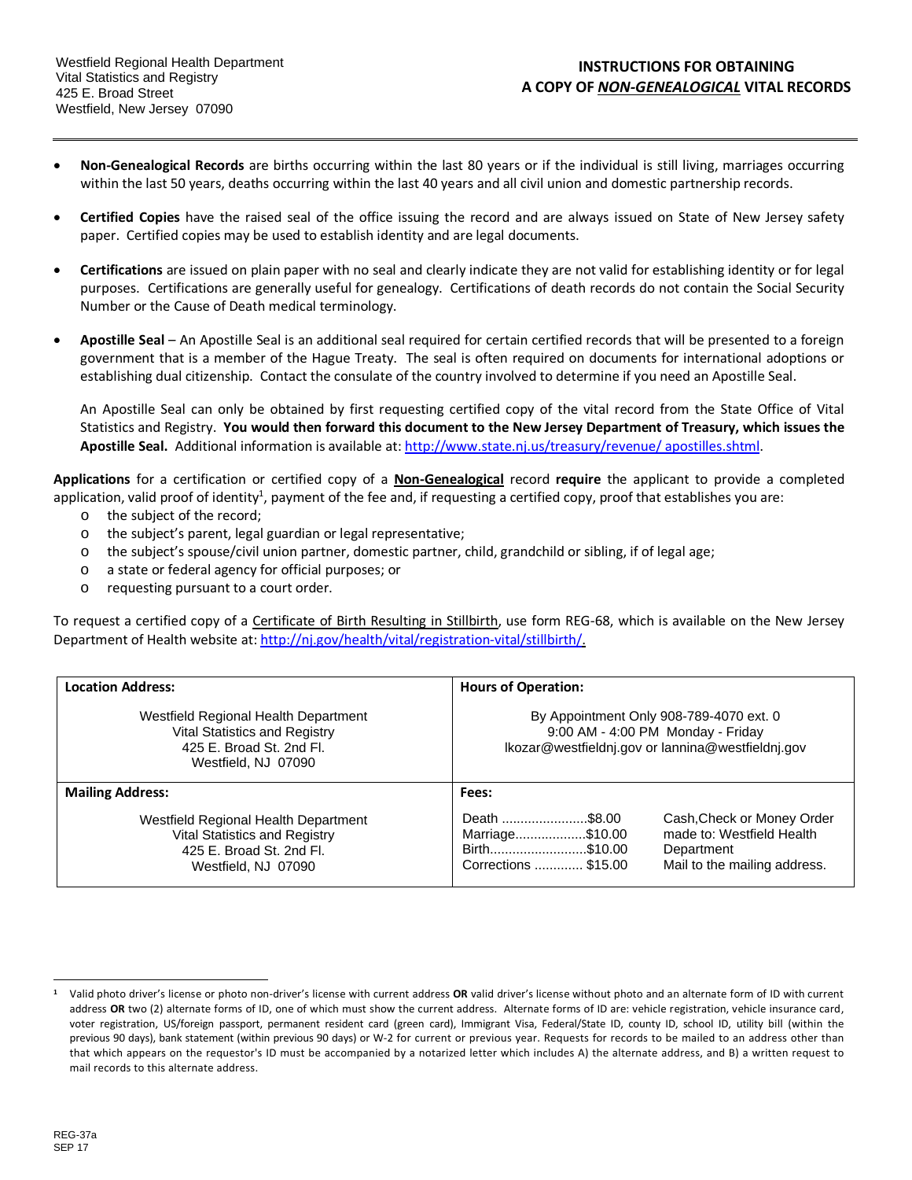Westfield Regional Health Department
Vital Statistics and Registry
425 E. Broad Street
Westfield, New Jersey 07090

# INSTRUCTIONS FOR OBTAINING A COPY OF ***NON-GENEALOGICAL*** VITAL RECORDS

- **Non-Genealogical Records** are births occurring within the last 80 years or if the individual is still living, marriages occurring within the last 50 years, deaths occurring within the last 40 years and all civil union and domestic partnership records.

- **Certified Copies** have the raised seal of the office issuing the record and are always issued on State of New Jersey safety paper. Certified copies may be used to establish identity and are legal documents.

- **Certifications** are issued on plain paper with no seal and clearly indicate they are not valid for establishing identity or for legal purposes. Certifications are generally useful for genealogy. Certifications of death records do not contain the Social Security Number or the Cause of Death medical terminology.

- **Apostille Seal** – An Apostille Seal is an additional seal required for certain certified records that will be presented to a foreign government that is a member of the Hague Treaty. The seal is often required on documents for international adoptions or establishing dual citizenship. Contact the consulate of the country involved to determine if you need an Apostille Seal.

  An Apostille Seal can only be obtained by first requesting certified copy of the vital record from the State Office of Vital Statistics and Registry. **You would then forward this document to the New Jersey Department of Treasury, which issues the Apostille Seal.** Additional information is available at: http://www.state.nj.us/treasury/revenue/ apostilles.shtml.

**Applications** for a certification or certified copy of a **Non-Genealogical** record **require** the applicant to provide a completed application, valid proof of identity[1], payment of the fee and, if requesting a certified copy, proof that establishes you are:

- the subject of the record;
- the subject's parent, legal guardian or legal representative;
- the subject's spouse/civil union partner, domestic partner, child, grandchild or sibling, if of legal age;
- a state or federal agency for official purposes; or
- requesting pursuant to a court order.

To request a certified copy of a Certificate of Birth Resulting in Stillbirth, use form REG-68, which is available on the New Jersey Department of Health website at: http://nj.gov/health/vital/registration-vital/stillbirth/.

| **Location Address:** | **Hours of Operation:** |
|---|---|
| Westfield Regional Health Department<br>Vital Statistics and Registry<br>425 E. Broad St. 2nd Fl.<br>Westfield, NJ 07090 | By Appointment Only 908-789-4070 ext. 0<br>9:00 AM - 4:00 PM Monday - Friday<br>lkozar@westfieldnj.gov or lannina@westfieldnj.gov |
| **Mailing Address:** | **Fees:** |
| Westfield Regional Health Department<br>Vital Statistics and Registry<br>425 E. Broad St. 2nd Fl.<br>Westfield, NJ 07090 | Death .......................$8.00<br>Marriage...................$10.00<br>Birth..........................$10.00<br>Corrections ............. $15.00<br><br>Cash,Check or Money Order made to: Westfield Health Department<br>Mail to the mailing address. |

[1] Valid photo driver's license or photo non-driver's license with current address **OR** valid driver's license without photo and an alternate form of ID with current address **OR** two (2) alternate forms of ID, one of which must show the current address. Alternate forms of ID are: vehicle registration, vehicle insurance card, voter registration, US/foreign passport, permanent resident card (green card), Immigrant Visa, Federal/State ID, county ID, school ID, utility bill (within the previous 90 days), bank statement (within previous 90 days) or W-2 for current or previous year. Requests for records to be mailed to an address other than that which appears on the requestor's ID must be accompanied by a notarized letter which includes A) the alternate address, and B) a written request to mail records to this alternate address.

REG-37a
SEP 17